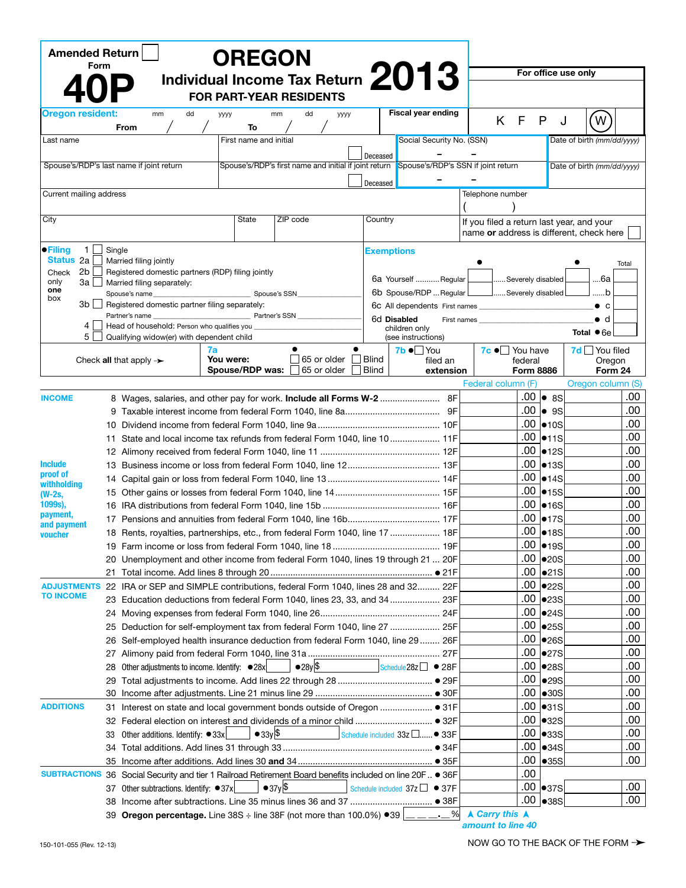Amended Return ☐

Form

# 40P

# OREGON

## Individual Income Tax Return 2013

### FOR PART-YEAR RESIDENTS

For office use only

**Oregon resident:** From mm / dd / yyyy To mm / dd / yyyy

Fiscal year ending

K F P J (W)

| Last name | First name and initial | ☐ Deceased | Social Security No. (SSN) – – | Date of birth (mm/dd/yyyy) |
|---|---|---|---|---|
| Spouse's/RDP's last name if joint return | Spouse's/RDP's first name and initial if joint return | ☐ Deceased | Spouse's/RDP's SSN if joint return – – | Date of birth (mm/dd/yyyy) |

| Current mailing address | | | | Telephone number ( ) |
|---|---|---|---|---|
| City | State | ZIP code | Country | If you filed a return last year, and your name **or** address is different, check here ☐ |

**Filing Status** (Check only **one** box)

- 1 ☐ Single
- 2a ☐ Married filing jointly
- 2b ☐ Registered domestic partners (RDP) filing jointly
- 3a ☐ Married filing separately: Spouse's name ______ Spouse's SSN ______
- 3b ☐ Registered domestic partner filing separately: Partner's name ______ Partner's SSN ______
- 4 ☐ Head of household: Person who qualifies you ______
- 5 ☐ Qualifying widow(er) with dependent child

**Exemptions**

| | | | Total |
|---|---|---|---|
| 6a Yourself .......... Regular | ● | ...... Severely disabled ● | ....6a |
| 6b Spouse/RDP ... Regular | | ...... Severely disabled | ......b |
| 6c All dependents First names | | | ● c |
| 6d **Disabled** children only (see instructions) First names | | | ● d |
| | | **Total** | ● 6e |

Check **all** that apply ➛

**7a You were:** ● ☐ 65 or older ● ☐ Blind
**Spouse/RDP was:** ☐ 65 or older ☐ Blind

**7b** ● ☐ You filed an **extension**

**7c** ● ☐ You have federal **Form 8886**

**7d** ☐ You filed Oregon **Form 24**

| | | Line | Federal column (F) | Line | Oregon column (S) |
|---|---|---|---|---|---|
| **INCOME** | 8 Wages, salaries, and other pay for work. **Include all Forms W-2** | 8F | .00 | ● 8S | .00 |
| | 9 Taxable interest income from federal Form 1040, line 8a | 9F | .00 | ● 9S | .00 |
| | 10 Dividend income from federal Form 1040, line 9a | 10F | .00 | ●10S | .00 |
| | 11 State and local income tax refunds from federal Form 1040, line 10 | 11F | .00 | ●11S | .00 |
| | 12 Alimony received from federal Form 1040, line 11 | 12F | .00 | ●12S | .00 |
| **Include proof of withholding (W-2s, 1099s), payment, and payment voucher** | 13 Business income or loss from federal Form 1040, line 12 | 13F | .00 | ●13S | .00 |
| | 14 Capital gain or loss from federal Form 1040, line 13 | 14F | .00 | ●14S | .00 |
| | 15 Other gains or losses from federal Form 1040, line 14 | 15F | .00 | ●15S | .00 |
| | 16 IRA distributions from federal Form 1040, line 15b | 16F | .00 | ●16S | .00 |
| | 17 Pensions and annuities from federal Form 1040, line 16b | 17F | .00 | ●17S | .00 |
| | 18 Rents, royalties, partnerships, etc., from federal Form 1040, line 17 | 18F | .00 | ●18S | .00 |
| | 19 Farm income or loss from federal Form 1040, line 18 | 19F | .00 | ●19S | .00 |
| | 20 Unemployment and other income from federal Form 1040, lines 19 through 21 | 20F | .00 | ●20S | .00 |
| | 21 Total income. Add lines 8 through 20 | ● 21F | .00 | ●21S | .00 |
| **ADJUSTMENTS TO INCOME** | 22 IRA or SEP and SIMPLE contributions, federal Form 1040, lines 28 and 32 | 22F | .00 | ●22S | .00 |
| | 23 Education deductions from federal Form 1040, lines 23, 33, and 34 | 23F | .00 | ●23S | .00 |
| | 24 Moving expenses from federal Form 1040, line 26 | 24F | .00 | ●24S | .00 |
| | 25 Deduction for self-employment tax from federal Form 1040, line 27 | 25F | .00 | ●25S | .00 |
| | 26 Self-employed health insurance deduction from federal Form 1040, line 29 | 26F | .00 | ●26S | .00 |
| | 27 Alimony paid from federal Form 1040, line 31a | 27F | .00 | ●27S | .00 |
| | 28 Other adjustments to income. Identify: ●28x ___ ●28y $ ___ Schedule 28z ☐ | ● 28F | .00 | ●28S | .00 |
| | 29 Total adjustments to income. Add lines 22 through 28 | ● 29F | .00 | ●29S | .00 |
| | 30 Income after adjustments. Line 21 minus line 29 | ● 30F | .00 | ●30S | .00 |
| **ADDITIONS** | 31 Interest on state and local government bonds outside of Oregon | ● 31F | .00 | ●31S | .00 |
| | 32 Federal election on interest and dividends of a minor child | ● 32F | .00 | ●32S | .00 |
| | 33 Other additions. Identify: ●33x ___ ●33y $ ___ Schedule included 33z ☐ | ● 33F | .00 | ●33S | .00 |
| | 34 Total additions. Add lines 31 through 33 | ● 34F | .00 | ●34S | .00 |
| | 35 Income after additions. Add lines 30 **and** 34 | ● 35F | .00 | ●35S | .00 |
| **SUBTRACTIONS** | 36 Social Security and tier 1 Railroad Retirement Board benefits included on line 20F | ● 36F | .00 | | |
| | 37 Other subtractions. Identify: ●37x ___ ●37y $ ___ Schedule included 37z ☐ | ● 37F | .00 | ●37S | .00 |
| | 38 Income after subtractions. Line 35 minus lines 36 and 37 | ● 38F | .00 | ●38S | .00 |

39 **Oregon percentage.** Line 38S ÷ line 38F (not more than 100.0%) ●39 ___ . ___ %

▲ *Carry this* ▲ *amount to line 40*

150-101-055 (Rev. 12-13)

NOW GO TO THE BACK OF THE FORM ➛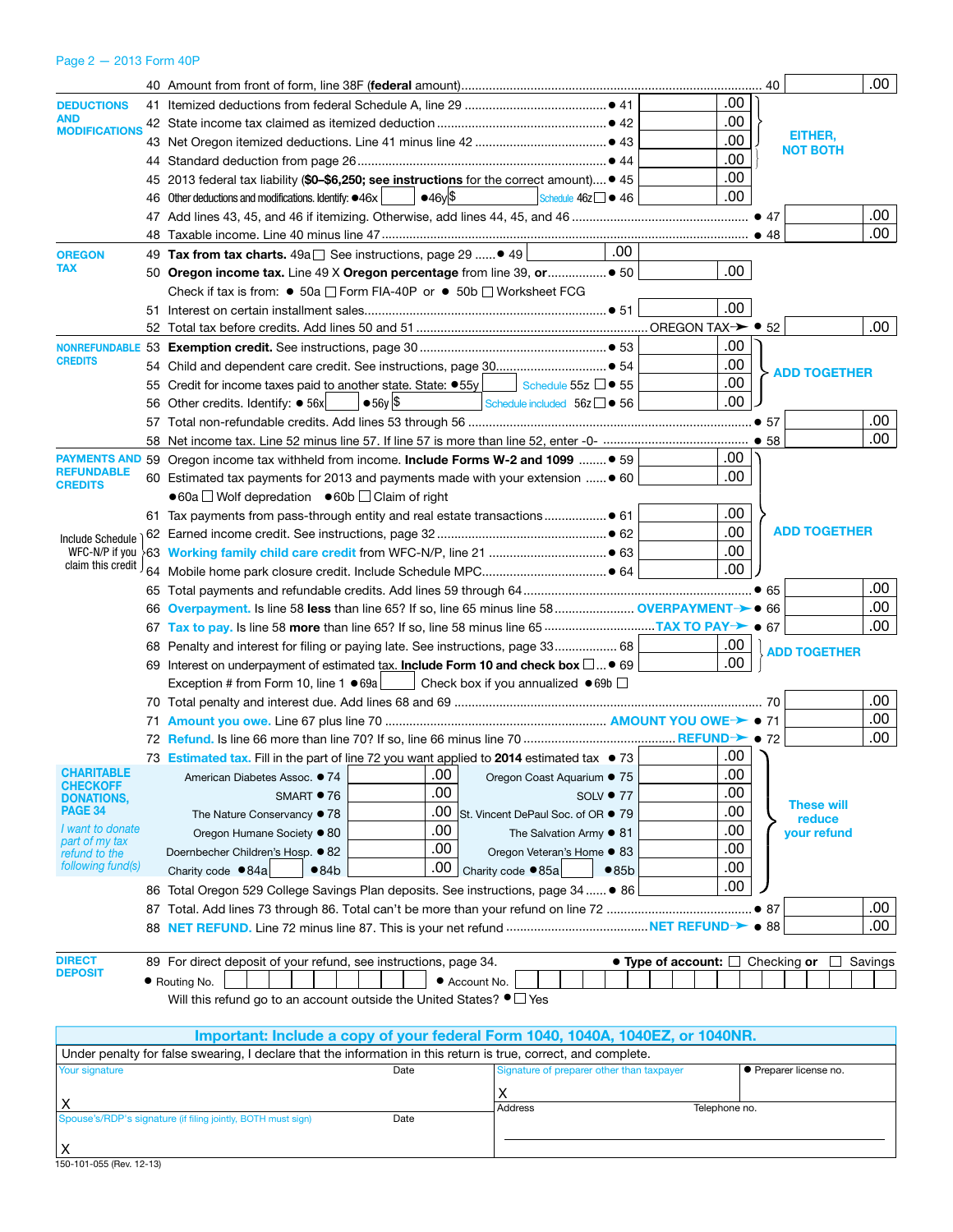Page 2 — 2013 Form 40P

40 Amount from front of form, line 38F (**federal** amount) ........ 40 .00

**DEDUCTIONS AND MODIFICATIONS**

41 Itemized deductions from federal Schedule A, line 29 ........ ● 41 .00

42 State income tax claimed as itemized deduction ........ ● 42 .00

43 Net Oregon itemized deductions. Line 41 minus line 42 ........ ● 43 .00

44 Standard deduction from page 26 ........ ● 44 .00

**EITHER, NOT BOTH**

45 2013 federal tax liability (**$0–$6,250; see instructions** for the correct amount) .... ● 45 .00

46 Other deductions and modifications. Identify: ●46x ●46y $ Schedule 46z ☐ ● 46 .00

47 Add lines 43, 45, and 46 if itemizing. Otherwise, add lines 44, 45, and 46 ........ ● 47 .00

48 Taxable income. Line 40 minus line 47 ........ ● 48 .00

**OREGON TAX**

49 **Tax from tax charts.** 49a ☐ See instructions, page 29 ...... ● 49 .00

50 **Oregon income tax.** Line 49 X **Oregon percentage** from line 39, **or** ........ ● 50 .00

Check if tax is from: ● 50a ☐ Form FIA-40P or ● 50b ☐ Worksheet FCG

51 Interest on certain installment sales ........ ● 51 .00

52 Total tax before credits. Add lines 50 and 51 ........ OREGON TAX ● 52 .00

**NONREFUNDABLE CREDITS**

53 **Exemption credit.** See instructions, page 30 ........ ● 53 .00

54 Child and dependent care credit. See instructions, page 30 ........ ● 54 .00

55 Credit for income taxes paid to another state. State: ●55y Schedule 55z ☐ ● 55 .00

56 Other credits. Identify: ● 56x ●56y $ Schedule included 56z ☐ ● 56 .00

**ADD TOGETHER**

57 Total non-refundable credits. Add lines 53 through 56 ........ ● 57 .00

58 Net income tax. Line 52 minus line 57. If line 57 is more than line 52, enter -0- ........ ● 58 .00

**PAYMENTS AND REFUNDABLE CREDITS**

59 Oregon income tax withheld from income. **Include Forms W-2 and 1099** ........ ● 59 .00

60 Estimated tax payments for 2013 and payments made with your extension ...... ● 60 .00

●60a ☐ Wolf depredation ●60b ☐ Claim of right

61 Tax payments from pass-through entity and real estate transactions ........ ● 61 .00

62 Earned income credit. See instructions, page 32 ........ ● 62 .00

63 **Working family child care credit** from WFC-N/P, line 21 ........ ● 63 .00

64 Mobile home park closure credit. Include Schedule MPC ........ ● 64 .00

Include Schedule WFC-N/P if you claim this credit (lines 62–64)

**ADD TOGETHER**

65 Total payments and refundable credits. Add lines 59 through 64 ........ ● 65 .00

66 **Overpayment.** Is line 58 **less** than line 65? If so, line 65 minus line 58 ........ OVERPAYMENT ● 66 .00

67 **Tax to pay.** Is line 58 **more** than line 65? If so, line 58 minus line 65 ........ TAX TO PAY ● 67 .00

68 Penalty and interest for filing or paying late. See instructions, page 33 ........ 68 .00

69 Interest on underpayment of estimated tax. **Include Form 10 and check box** ☐ ... ● 69 .00

Exception # from Form 10, line 1 ●69a Check box if you annualized ●69b ☐

**ADD TOGETHER**

70 Total penalty and interest due. Add lines 68 and 69 ........ 70 .00

71 **Amount you owe.** Line 67 plus line 70 ........ AMOUNT YOU OWE ● 71 .00

72 **Refund.** Is line 66 more than line 70? If so, line 66 minus line 70 ........ REFUND ● 72 .00

73 **Estimated tax.** Fill in the part of line 72 you want applied to **2014** estimated tax ● 73 .00

**CHARITABLE CHECKOFF DONATIONS, PAGE 34**

*I want to donate part of my tax refund to the following fund(s)*

| | | | |
|---|---|---|---|
| American Diabetes Assoc. ● 74 | .00 | Oregon Coast Aquarium ● 75 | .00 |
| SMART ● 76 | .00 | SOLV ● 77 | .00 |
| The Nature Conservancy ● 78 | .00 | St. Vincent DePaul Soc. of OR ● 79 | .00 |
| Oregon Humane Society ● 80 | .00 | The Salvation Army ● 81 | .00 |
| Doernbecher Children's Hosp. ● 82 | .00 | Oregon Veteran's Home ● 83 | .00 |
| Charity code ●84a ●84b | .00 | Charity code ●85a ●85b | .00 |

86 Total Oregon 529 College Savings Plan deposits. See instructions, page 34 ...... ● 86 .00

**These will reduce your refund**

87 Total. Add lines 73 through 86. Total can't be more than your refund on line 72 ........ ● 87 .00

88 **NET REFUND.** Line 72 minus line 87. This is your net refund ........ NET REFUND ● 88 .00

**DIRECT DEPOSIT**

89 For direct deposit of your refund, see instructions, page 34. ● **Type of account:** ☐ Checking **or** ☐ Savings

● Routing No. ● Account No.

Will this refund go to an account outside the United States? ● ☐ Yes

**Important: Include a copy of your federal Form 1040, 1040A, 1040EZ, or 1040NR.**

Under penalty for false swearing, I declare that the information in this return is true, correct, and complete.

| | | | |
|---|---|---|---|
| Your signature X | Date | Signature of preparer other than taxpayer X | ● Preparer license no. |
| Spouse's/RDP's signature (if filing jointly, BOTH must sign) X | Date | Address | Telephone no. |

150-101-055 (Rev. 12-13)